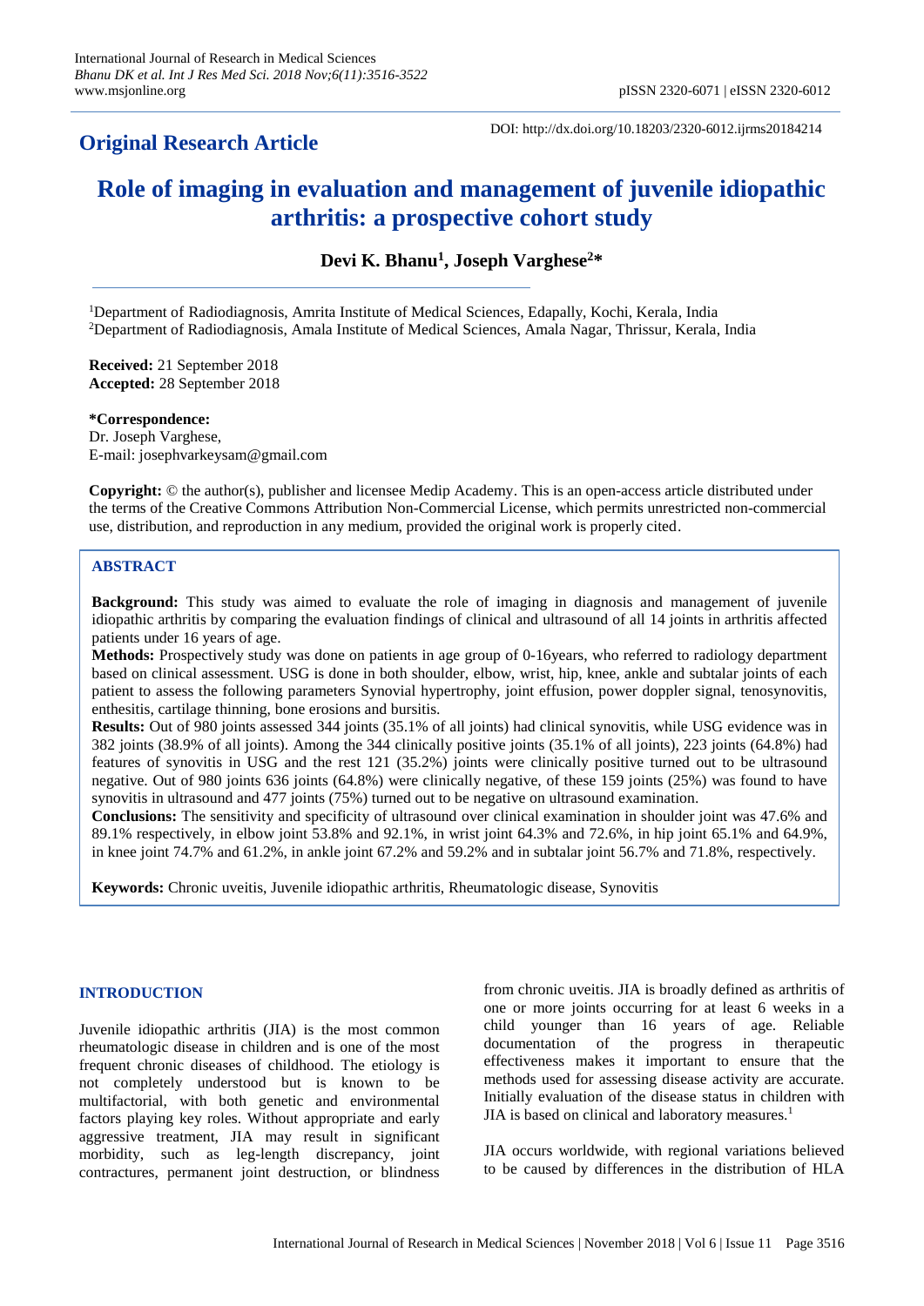**Original Research Article**

DOI: http://dx.doi.org/10.18203/2320-6012.ijrms20184214

# Role of imaging in evaluation and management of juvenile idiopathic arthritis: a prospective cohort study

**Devi K. Bhanu[1], Joseph Varghese[2]***

[1]Department of Radiodiagnosis, Amrita Institute of Medical Sciences, Edapally, Kochi, Kerala, India
[2]Department of Radiodiagnosis, Amala Institute of Medical Sciences, Amala Nagar, Thrissur, Kerala, India

**Received:** 21 September 2018
**Accepted:** 28 September 2018

***Correspondence:**
Dr. Joseph Varghese,
E-mail: josephvarkeysam@gmail.com

**Copyright:** © the author(s), publisher and licensee Medip Academy. This is an open-access article distributed under the terms of the Creative Commons Attribution Non-Commercial License, which permits unrestricted non-commercial use, distribution, and reproduction in any medium, provided the original work is properly cited.

## ABSTRACT

**Background:** This study was aimed to evaluate the role of imaging in diagnosis and management of juvenile idiopathic arthritis by comparing the evaluation findings of clinical and ultrasound of all 14 joints in arthritis affected patients under 16 years of age.

**Methods:** Prospectively study was done on patients in age group of 0-16years, who referred to radiology department based on clinical assessment. USG is done in both shoulder, elbow, wrist, hip, knee, ankle and subtalar joints of each patient to assess the following parameters Synovial hypertrophy, joint effusion, power doppler signal, tenosynovitis, enthesitis, cartilage thinning, bone erosions and bursitis.

**Results:** Out of 980 joints assessed 344 joints (35.1% of all joints) had clinical synovitis, while USG evidence was in 382 joints (38.9% of all joints). Among the 344 clinically positive joints (35.1% of all joints), 223 joints (64.8%) had features of synovitis in USG and the rest 121 (35.2%) joints were clinically positive turned out to be ultrasound negative. Out of 980 joints 636 joints (64.8%) were clinically negative, of these 159 joints (25%) was found to have synovitis in ultrasound and 477 joints (75%) turned out to be negative on ultrasound examination.

**Conclusions:** The sensitivity and specificity of ultrasound over clinical examination in shoulder joint was 47.6% and 89.1% respectively, in elbow joint 53.8% and 92.1%, in wrist joint 64.3% and 72.6%, in hip joint 65.1% and 64.9%, in knee joint 74.7% and 61.2%, in ankle joint 67.2% and 59.2% and in subtalar joint 56.7% and 71.8%, respectively.

**Keywords:** Chronic uveitis, Juvenile idiopathic arthritis, Rheumatologic disease, Synovitis

## INTRODUCTION

Juvenile idiopathic arthritis (JIA) is the most common rheumatologic disease in children and is one of the most frequent chronic diseases of childhood. The etiology is not completely understood but is known to be multifactorial, with both genetic and environmental factors playing key roles. Without appropriate and early aggressive treatment, JIA may result in significant morbidity, such as leg-length discrepancy, joint contractures, permanent joint destruction, or blindness from chronic uveitis. JIA is broadly defined as arthritis of one or more joints occurring for at least 6 weeks in a child younger than 16 years of age. Reliable documentation of the progress in therapeutic effectiveness makes it important to ensure that the methods used for assessing disease activity are accurate. Initially evaluation of the disease status in children with JIA is based on clinical and laboratory measures.[1]

JIA occurs worldwide, with regional variations believed to be caused by differences in the distribution of HLA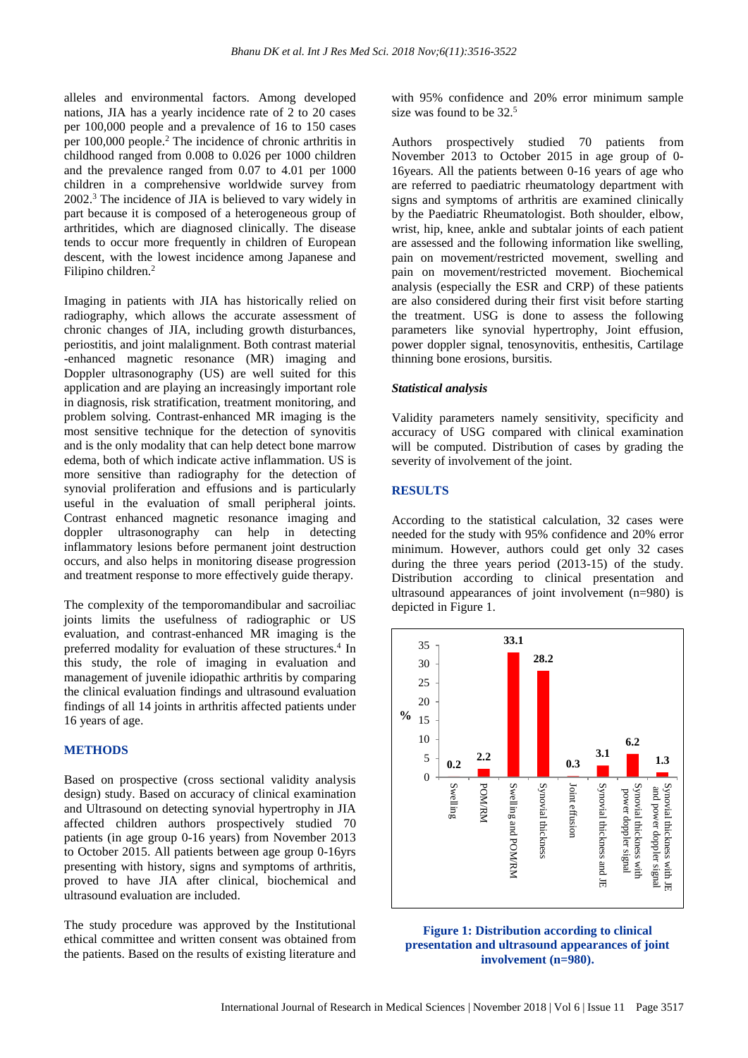alleles and environmental factors. Among developed nations, JIA has a yearly incidence rate of 2 to 20 cases per 100,000 people and a prevalence of 16 to 150 cases per 100,000 people.[2] The incidence of chronic arthritis in childhood ranged from 0.008 to 0.026 per 1000 children and the prevalence ranged from 0.07 to 4.01 per 1000 children in a comprehensive worldwide survey from 2002.[3] The incidence of JIA is believed to vary widely in part because it is composed of a heterogeneous group of arthritides, which are diagnosed clinically. The disease tends to occur more frequently in children of European descent, with the lowest incidence among Japanese and Filipino children.[2]

Imaging in patients with JIA has historically relied on radiography, which allows the accurate assessment of chronic changes of JIA, including growth disturbances, periostitis, and joint malalignment. Both contrast material -enhanced magnetic resonance (MR) imaging and Doppler ultrasonography (US) are well suited for this application and are playing an increasingly important role in diagnosis, risk stratification, treatment monitoring, and problem solving. Contrast-enhanced MR imaging is the most sensitive technique for the detection of synovitis and is the only modality that can help detect bone marrow edema, both of which indicate active inflammation. US is more sensitive than radiography for the detection of synovial proliferation and effusions and is particularly useful in the evaluation of small peripheral joints. Contrast enhanced magnetic resonance imaging and doppler ultrasonography can help in detecting inflammatory lesions before permanent joint destruction occurs, and also helps in monitoring disease progression and treatment response to more effectively guide therapy.

The complexity of the temporomandibular and sacroiliac joints limits the usefulness of radiographic or US evaluation, and contrast-enhanced MR imaging is the preferred modality for evaluation of these structures.[4] In this study, the role of imaging in evaluation and management of juvenile idiopathic arthritis by comparing the clinical evaluation findings and ultrasound evaluation findings of all 14 joints in arthritis affected patients under 16 years of age.

## METHODS

Based on prospective (cross sectional validity analysis design) study. Based on accuracy of clinical examination and Ultrasound on detecting synovial hypertrophy in JIA affected children authors prospectively studied 70 patients (in age group 0-16 years) from November 2013 to October 2015. All patients between age group 0-16yrs presenting with history, signs and symptoms of arthritis, proved to have JIA after clinical, biochemical and ultrasound evaluation are included.

The study procedure was approved by the Institutional ethical committee and written consent was obtained from the patients. Based on the results of existing literature and with 95% confidence and 20% error minimum sample size was found to be 32.[5]

Authors prospectively studied 70 patients from November 2013 to October 2015 in age group of 0-16years. All the patients between 0-16 years of age who are referred to paediatric rheumatology department with signs and symptoms of arthritis are examined clinically by the Paediatric Rheumatologist. Both shoulder, elbow, wrist, hip, knee, ankle and subtalar joints of each patient are assessed and the following information like swelling, pain on movement/restricted movement, swelling and pain on movement/restricted movement. Biochemical analysis (especially the ESR and CRP) of these patients are also considered during their first visit before starting the treatment. USG is done to assess the following parameters like synovial hypertrophy, Joint effusion, power doppler signal, tenosynovitis, enthesitis, Cartilage thinning bone erosions, bursitis.

### *Statistical analysis*

Validity parameters namely sensitivity, specificity and accuracy of USG compared with clinical examination will be computed. Distribution of cases by grading the severity of involvement of the joint.

## RESULTS

According to the statistical calculation, 32 cases were needed for the study with 95% confidence and 20% error minimum. However, authors could get only 32 cases during the three years period (2013-15) of the study. Distribution according to clinical presentation and ultrasound appearances of joint involvement (n=980) is depicted in Figure 1.

**Figure 1: Distribution according to clinical presentation and ultrasound appearances of joint involvement (n=980).**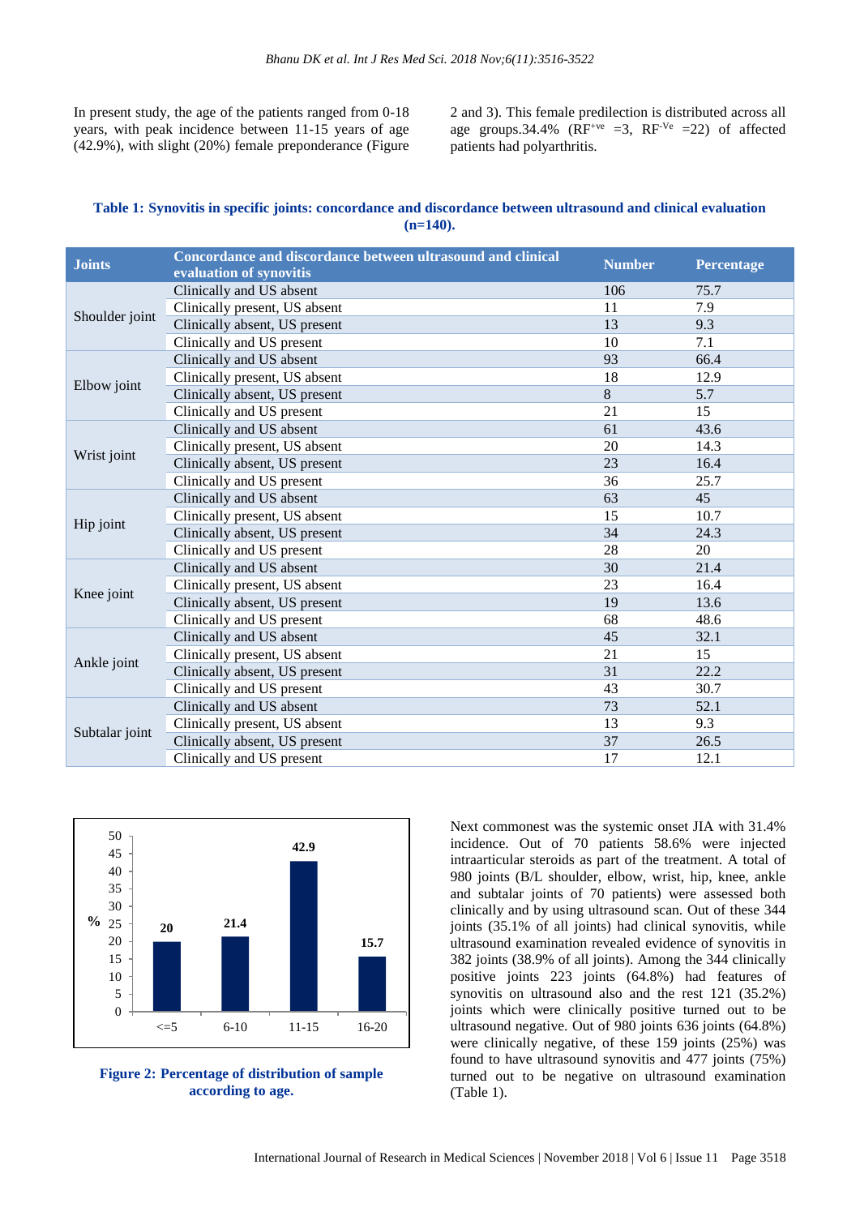In present study, the age of the patients ranged from 0-18 years, with peak incidence between 11-15 years of age (42.9%), with slight (20%) female preponderance (Figure 2 and 3). This female predilection is distributed across all age groups.34.4% ($RF^{+ve}$ =3, $RF^{-Ve}$ =22) of affected patients had polyarthritis.

**Table 1: Synovitis in specific joints: concordance and discordance between ultrasound and clinical evaluation (n=140).**

| Joints | Concordance and discordance between ultrasound and clinical evaluation of synovitis | Number | Percentage |
|---|---|---|---|
| Shoulder joint | Clinically and US absent | 106 | 75.7 |
| | Clinically present, US absent | 11 | 7.9 |
| | Clinically absent, US present | 13 | 9.3 |
| | Clinically and US present | 10 | 7.1 |
| Elbow joint | Clinically and US absent | 93 | 66.4 |
| | Clinically present, US absent | 18 | 12.9 |
| | Clinically absent, US present | 8 | 5.7 |
| | Clinically and US present | 21 | 15 |
| Wrist joint | Clinically and US absent | 61 | 43.6 |
| | Clinically present, US absent | 20 | 14.3 |
| | Clinically absent, US present | 23 | 16.4 |
| | Clinically and US present | 36 | 25.7 |
| Hip joint | Clinically and US absent | 63 | 45 |
| | Clinically present, US absent | 15 | 10.7 |
| | Clinically absent, US present | 34 | 24.3 |
| | Clinically and US present | 28 | 20 |
| Knee joint | Clinically and US absent | 30 | 21.4 |
| | Clinically present, US absent | 23 | 16.4 |
| | Clinically absent, US present | 19 | 13.6 |
| | Clinically and US present | 68 | 48.6 |
| Ankle joint | Clinically and US absent | 45 | 32.1 |
| | Clinically present, US absent | 21 | 15 |
| | Clinically absent, US present | 31 | 22.2 |
| | Clinically and US present | 43 | 30.7 |
| Subtalar joint | Clinically and US absent | 73 | 52.1 |
| | Clinically present, US absent | 13 | 9.3 |
| | Clinically absent, US present | 37 | 26.5 |
| | Clinically and US present | 17 | 12.1 |

**Figure 2: Percentage of distribution of sample according to age.**

Next commonest was the systemic onset JIA with 31.4% incidence. Out of 70 patients 58.6% were injected intraarticular steroids as part of the treatment. A total of 980 joints (B/L shoulder, elbow, wrist, hip, knee, ankle and subtalar joints of 70 patients) were assessed both clinically and by using ultrasound scan. Out of these 344 joints (35.1% of all joints) had clinical synovitis, while ultrasound examination revealed evidence of synovitis in 382 joints (38.9% of all joints). Among the 344 clinically positive joints 223 joints (64.8%) had features of synovitis on ultrasound also and the rest 121 (35.2%) joints which were clinically positive turned out to be ultrasound negative. Out of 980 joints 636 joints (64.8%) were clinically negative, of these 159 joints (25%) was found to have ultrasound synovitis and 477 joints (75%) turned out to be negative on ultrasound examination (Table 1).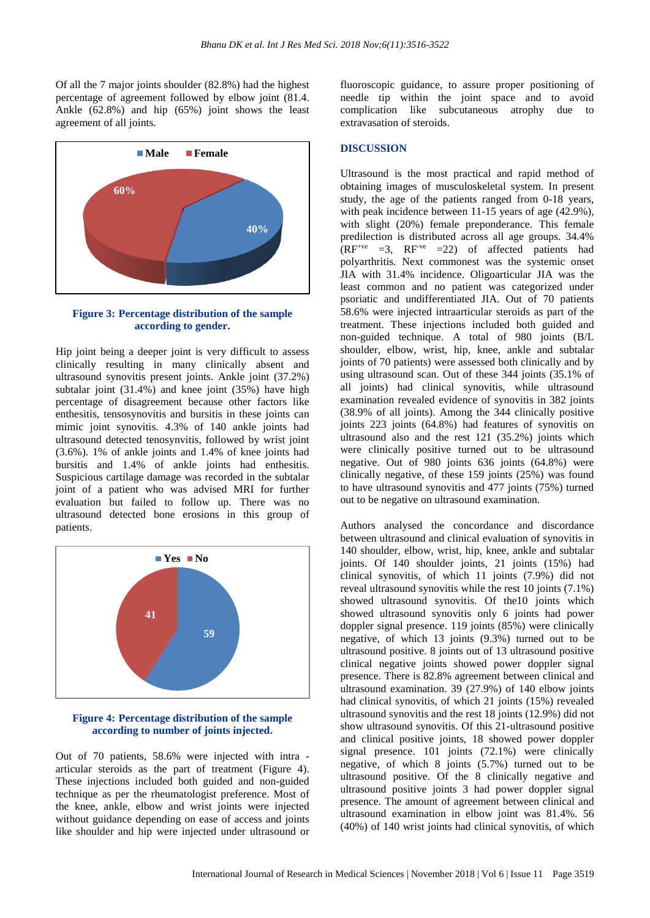Of all the 7 major joints shoulder (82.8%) had the highest percentage of agreement followed by elbow joint (81.4. Ankle (62.8%) and hip (65%) joint shows the least agreement of all joints.

**Figure 3: Percentage distribution of the sample according to gender.**

Hip joint being a deeper joint is very difficult to assess clinically resulting in many clinically absent and ultrasound synovitis present joints. Ankle joint (37.2%) subtalar joint (31.4%) and knee joint (35%) have high percentage of disagreement because other factors like enthesitis, tensosynovitis and bursitis in these joints can mimic joint synovitis. 4.3% of 140 ankle joints had ultrasound detected tenosynvitis, followed by wrist joint (3.6%). 1% of ankle joints and 1.4% of knee joints had bursitis and 1.4% of ankle joints had enthesitis. Suspicious cartilage damage was recorded in the subtalar joint of a patient who was advised MRI for further evaluation but failed to follow up. There was no ultrasound detected bone erosions in this group of patients.

**Figure 4: Percentage distribution of the sample according to number of joints injected.**

Out of 70 patients, 58.6% were injected with intra - articular steroids as the part of treatment (Figure 4). These injections included both guided and non-guided technique as per the rheumatologist preference. Most of the knee, ankle, elbow and wrist joints were injected without guidance depending on ease of access and joints like shoulder and hip were injected under ultrasound or fluoroscopic guidance, to assure proper positioning of needle tip within the joint space and to avoid complication like subcutaneous atrophy due to extravasation of steroids.

## DISCUSSION

Ultrasound is the most practical and rapid method of obtaining images of musculoskeletal system. In present study, the age of the patients ranged from 0-18 years, with peak incidence between 11-15 years of age (42.9%), with slight (20%) female preponderance. This female predilection is distributed across all age groups. 34.4% ($RF^{+ve}$ =3, $RF^{-ve}$ =22) of affected patients had polyarthritis. Next commonest was the systemic onset JIA with 31.4% incidence. Oligoarticular JIA was the least common and no patient was categorized under psoriatic and undifferentiated JIA. Out of 70 patients 58.6% were injected intraarticular steroids as part of the treatment. These injections included both guided and non-guided technique. A total of 980 joints (B/L shoulder, elbow, wrist, hip, knee, ankle and subtalar joints of 70 patients) were assessed both clinically and by using ultrasound scan. Out of these 344 joints (35.1% of all joints) had clinical synovitis, while ultrasound examination revealed evidence of synovitis in 382 joints (38.9% of all joints). Among the 344 clinically positive joints 223 joints (64.8%) had features of synovitis on ultrasound also and the rest 121 (35.2%) joints which were clinically positive turned out to be ultrasound negative. Out of 980 joints 636 joints (64.8%) were clinically negative, of these 159 joints (25%) was found to have ultrasound synovitis and 477 joints (75%) turned out to be negative on ultrasound examination.

Authors analysed the concordance and discordance between ultrasound and clinical evaluation of synovitis in 140 shoulder, elbow, wrist, hip, knee, ankle and subtalar joints. Of 140 shoulder joints, 21 joints (15%) had clinical synovitis, of which 11 joints (7.9%) did not reveal ultrasound synovitis while the rest 10 joints (7.1%) showed ultrasound synovitis. Of the10 joints which showed ultrasound synovitis only 6 joints had power doppler signal presence. 119 joints (85%) were clinically negative, of which 13 joints (9.3%) turned out to be ultrasound positive. 8 joints out of 13 ultrasound positive clinical negative joints showed power doppler signal presence. There is 82.8% agreement between clinical and ultrasound examination. 39 (27.9%) of 140 elbow joints had clinical synovitis, of which 21 joints (15%) revealed ultrasound synovitis and the rest 18 joints (12.9%) did not show ultrasound synovitis. Of this 21-ultrasound positive and clinical positive joints, 18 showed power doppler signal presence. 101 joints (72.1%) were clinically negative, of which 8 joints (5.7%) turned out to be ultrasound positive. Of the 8 clinically negative and ultrasound positive joints 3 had power doppler signal presence. The amount of agreement between clinical and ultrasound examination in elbow joint was 81.4%. 56 (40%) of 140 wrist joints had clinical synovitis, of which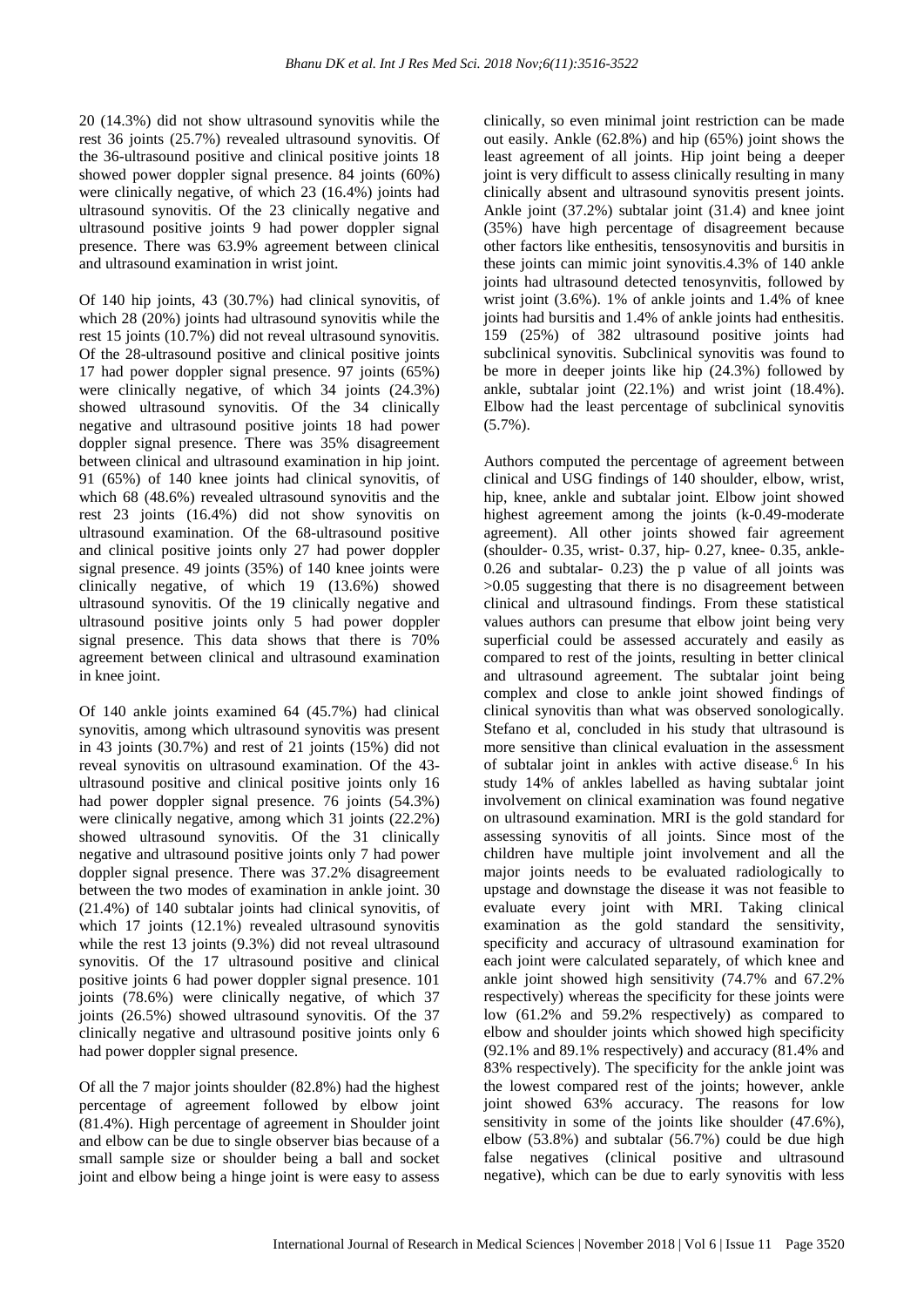20 (14.3%) did not show ultrasound synovitis while the rest 36 joints (25.7%) revealed ultrasound synovitis. Of the 36-ultrasound positive and clinical positive joints 18 showed power doppler signal presence. 84 joints (60%) were clinically negative, of which 23 (16.4%) joints had ultrasound synovitis. Of the 23 clinically negative and ultrasound positive joints 9 had power doppler signal presence. There was 63.9% agreement between clinical and ultrasound examination in wrist joint.

Of 140 hip joints, 43 (30.7%) had clinical synovitis, of which 28 (20%) joints had ultrasound synovitis while the rest 15 joints (10.7%) did not reveal ultrasound synovitis. Of the 28-ultrasound positive and clinical positive joints 17 had power doppler signal presence. 97 joints (65%) were clinically negative, of which 34 joints (24.3%) showed ultrasound synovitis. Of the 34 clinically negative and ultrasound positive joints 18 had power doppler signal presence. There was 35% disagreement between clinical and ultrasound examination in hip joint. 91 (65%) of 140 knee joints had clinical synovitis, of which 68 (48.6%) revealed ultrasound synovitis and the rest 23 joints (16.4%) did not show synovitis on ultrasound examination. Of the 68-ultrasound positive and clinical positive joints only 27 had power doppler signal presence. 49 joints (35%) of 140 knee joints were clinically negative, of which 19 (13.6%) showed ultrasound synovitis. Of the 19 clinically negative and ultrasound positive joints only 5 had power doppler signal presence. This data shows that there is 70% agreement between clinical and ultrasound examination in knee joint.

Of 140 ankle joints examined 64 (45.7%) had clinical synovitis, among which ultrasound synovitis was present in 43 joints (30.7%) and rest of 21 joints (15%) did not reveal synovitis on ultrasound examination. Of the 43-ultrasound positive and clinical positive joints only 16 had power doppler signal presence. 76 joints (54.3%) were clinically negative, among which 31 joints (22.2%) showed ultrasound synovitis. Of the 31 clinically negative and ultrasound positive joints only 7 had power doppler signal presence. There was 37.2% disagreement between the two modes of examination in ankle joint. 30 (21.4%) of 140 subtalar joints had clinical synovitis, of which 17 joints (12.1%) revealed ultrasound synovitis while the rest 13 joints (9.3%) did not reveal ultrasound synovitis. Of the 17 ultrasound positive and clinical positive joints 6 had power doppler signal presence. 101 joints (78.6%) were clinically negative, of which 37 joints (26.5%) showed ultrasound synovitis. Of the 37 clinically negative and ultrasound positive joints only 6 had power doppler signal presence.

Of all the 7 major joints shoulder (82.8%) had the highest percentage of agreement followed by elbow joint (81.4%). High percentage of agreement in Shoulder joint and elbow can be due to single observer bias because of a small sample size or shoulder being a ball and socket joint and elbow being a hinge joint is were easy to assess clinically, so even minimal joint restriction can be made out easily. Ankle (62.8%) and hip (65%) joint shows the least agreement of all joints. Hip joint being a deeper joint is very difficult to assess clinically resulting in many clinically absent and ultrasound synovitis present joints. Ankle joint (37.2%) subtalar joint (31.4) and knee joint (35%) have high percentage of disagreement because other factors like enthesitis, tensosynovitis and bursitis in these joints can mimic joint synovitis.4.3% of 140 ankle joints had ultrasound detected tenosynvitis, followed by wrist joint (3.6%). 1% of ankle joints and 1.4% of knee joints had bursitis and 1.4% of ankle joints had enthesitis. 159 (25%) of 382 ultrasound positive joints had subclinical synovitis. Subclinical synovitis was found to be more in deeper joints like hip (24.3%) followed by ankle, subtalar joint (22.1%) and wrist joint (18.4%). Elbow had the least percentage of subclinical synovitis (5.7%).

Authors computed the percentage of agreement between clinical and USG findings of 140 shoulder, elbow, wrist, hip, knee, ankle and subtalar joint. Elbow joint showed highest agreement among the joints (k-0.49-moderate agreement). All other joints showed fair agreement (shoulder- 0.35, wrist- 0.37, hip- 0.27, knee- 0.35, ankle- 0.26 and subtalar- 0.23) the p value of all joints was >0.05 suggesting that there is no disagreement between clinical and ultrasound findings. From these statistical values authors can presume that elbow joint being very superficial could be assessed accurately and easily as compared to rest of the joints, resulting in better clinical and ultrasound agreement. The subtalar joint being complex and close to ankle joint showed findings of clinical synovitis than what was observed sonologically. Stefano et al, concluded in his study that ultrasound is more sensitive than clinical evaluation in the assessment of subtalar joint in ankles with active disease.[6] In his study 14% of ankles labelled as having subtalar joint involvement on clinical examination was found negative on ultrasound examination. MRI is the gold standard for assessing synovitis of all joints. Since most of the children have multiple joint involvement and all the major joints needs to be evaluated radiologically to upstage and downstage the disease it was not feasible to evaluate every joint with MRI. Taking clinical examination as the gold standard the sensitivity, specificity and accuracy of ultrasound examination for each joint were calculated separately, of which knee and ankle joint showed high sensitivity (74.7% and 67.2% respectively) whereas the specificity for these joints were low (61.2% and 59.2% respectively) as compared to elbow and shoulder joints which showed high specificity (92.1% and 89.1% respectively) and accuracy (81.4% and 83% respectively). The specificity for the ankle joint was the lowest compared rest of the joints; however, ankle joint showed 63% accuracy. The reasons for low sensitivity in some of the joints like shoulder (47.6%), elbow (53.8%) and subtalar (56.7%) could be due high false negatives (clinical positive and ultrasound negative), which can be due to early synovitis with less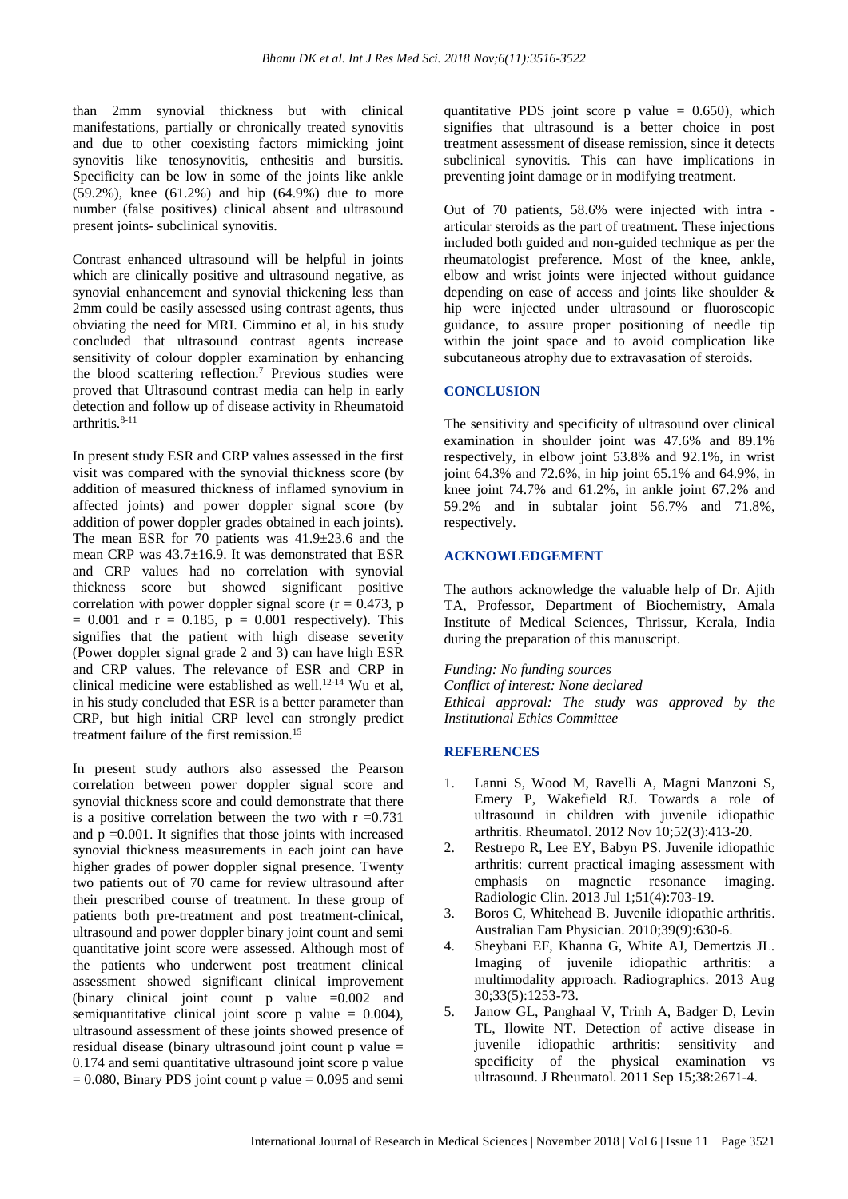than 2mm synovial thickness but with clinical manifestations, partially or chronically treated synovitis and due to other coexisting factors mimicking joint synovitis like tenosynovitis, enthesitis and bursitis. Specificity can be low in some of the joints like ankle (59.2%), knee (61.2%) and hip (64.9%) due to more number (false positives) clinical absent and ultrasound present joints- subclinical synovitis.

Contrast enhanced ultrasound will be helpful in joints which are clinically positive and ultrasound negative, as synovial enhancement and synovial thickening less than 2mm could be easily assessed using contrast agents, thus obviating the need for MRI. Cimmino et al, in his study concluded that ultrasound contrast agents increase sensitivity of colour doppler examination by enhancing the blood scattering reflection.[7] Previous studies were proved that Ultrasound contrast media can help in early detection and follow up of disease activity in Rheumatoid arthritis.[8-11]

In present study ESR and CRP values assessed in the first visit was compared with the synovial thickness score (by addition of measured thickness of inflamed synovium in affected joints) and power doppler signal score (by addition of power doppler grades obtained in each joints). The mean ESR for 70 patients was 41.9±23.6 and the mean CRP was 43.7±16.9. It was demonstrated that ESR and CRP values had no correlation with synovial thickness score but showed significant positive correlation with power doppler signal score ($r = 0.473$, $p = 0.001$ and $r = 0.185$, $p = 0.001$ respectively). This signifies that the patient with high disease severity (Power doppler signal grade 2 and 3) can have high ESR and CRP values. The relevance of ESR and CRP in clinical medicine were established as well.[12-14] Wu et al, in his study concluded that ESR is a better parameter than CRP, but high initial CRP level can strongly predict treatment failure of the first remission.[15]

In present study authors also assessed the Pearson correlation between power doppler signal score and synovial thickness score and could demonstrate that there is a positive correlation between the two with $r = 0.731$ and $p = 0.001$. It signifies that those joints with increased synovial thickness measurements in each joint can have higher grades of power doppler signal presence. Twenty two patients out of 70 came for review ultrasound after their prescribed course of treatment. In these group of patients both pre-treatment and post treatment-clinical, ultrasound and power doppler binary joint count and semi quantitative joint score were assessed. Although most of the patients who underwent post treatment clinical assessment showed significant clinical improvement (binary clinical joint count p value =0.002 and semiquantitative clinical joint score p value = 0.004), ultrasound assessment of these joints showed presence of residual disease (binary ultrasound joint count p value = 0.174 and semi quantitative ultrasound joint score p value = 0.080, Binary PDS joint count p value = 0.095 and semi quantitative PDS joint score p value = 0.650), which signifies that ultrasound is a better choice in post treatment assessment of disease remission, since it detects subclinical synovitis. This can have implications in preventing joint damage or in modifying treatment.

Out of 70 patients, 58.6% were injected with intra - articular steroids as the part of treatment. These injections included both guided and non-guided technique as per the rheumatologist preference. Most of the knee, ankle, elbow and wrist joints were injected without guidance depending on ease of access and joints like shoulder & hip were injected under ultrasound or fluoroscopic guidance, to assure proper positioning of needle tip within the joint space and to avoid complication like subcutaneous atrophy due to extravasation of steroids.

## CONCLUSION

The sensitivity and specificity of ultrasound over clinical examination in shoulder joint was 47.6% and 89.1% respectively, in elbow joint 53.8% and 92.1%, in wrist joint 64.3% and 72.6%, in hip joint 65.1% and 64.9%, in knee joint 74.7% and 61.2%, in ankle joint 67.2% and 59.2% and in subtalar joint 56.7% and 71.8%, respectively.

## ACKNOWLEDGEMENT

The authors acknowledge the valuable help of Dr. Ajith TA, Professor, Department of Biochemistry, Amala Institute of Medical Sciences, Thrissur, Kerala, India during the preparation of this manuscript.

*Funding: No funding sources*
*Conflict of interest: None declared*
*Ethical approval: The study was approved by the Institutional Ethics Committee*

## REFERENCES

1. Lanni S, Wood M, Ravelli A, Magni Manzoni S, Emery P, Wakefield RJ. Towards a role of ultrasound in children with juvenile idiopathic arthritis. Rheumatol. 2012 Nov 10;52(3):413-20.
2. Restrepo R, Lee EY, Babyn PS. Juvenile idiopathic arthritis: current practical imaging assessment with emphasis on magnetic resonance imaging. Radiologic Clin. 2013 Jul 1;51(4):703-19.
3. Boros C, Whitehead B. Juvenile idiopathic arthritis. Australian Fam Physician. 2010;39(9):630-6.
4. Sheybani EF, Khanna G, White AJ, Demertzis JL. Imaging of juvenile idiopathic arthritis: a multimodality approach. Radiographics. 2013 Aug 30;33(5):1253-73.
5. Janow GL, Panghaal V, Trinh A, Badger D, Levin TL, Ilowite NT. Detection of active disease in juvenile idiopathic arthritis: sensitivity and specificity of the physical examination vs ultrasound. J Rheumatol. 2011 Sep 15;38:2671-4.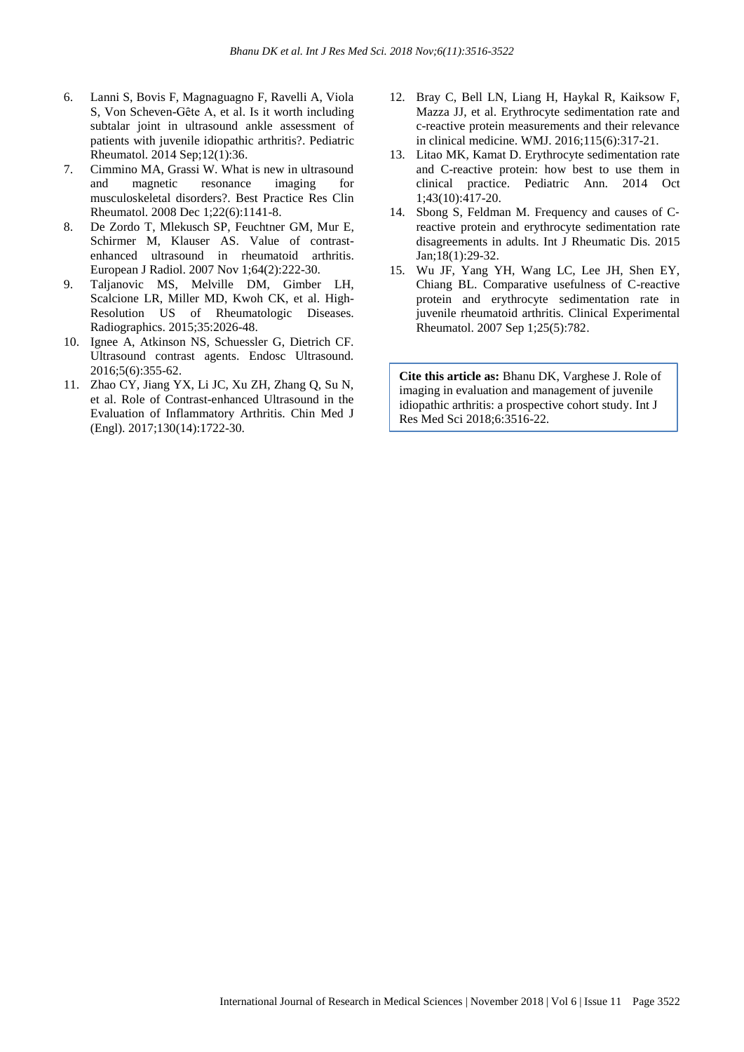6. Lanni S, Bovis F, Magnaguagno F, Ravelli A, Viola S, Von Scheven-Gête A, et al. Is it worth including subtalar joint in ultrasound ankle assessment of patients with juvenile idiopathic arthritis?. Pediatric Rheumatol. 2014 Sep;12(1):36.
7. Cimmino MA, Grassi W. What is new in ultrasound and magnetic resonance imaging for musculoskeletal disorders?. Best Practice Res Clin Rheumatol. 2008 Dec 1;22(6):1141-8.
8. De Zordo T, Mlekusch SP, Feuchtner GM, Mur E, Schirmer M, Klauser AS. Value of contrast-enhanced ultrasound in rheumatoid arthritis. European J Radiol. 2007 Nov 1;64(2):222-30.
9. Taljanovic MS, Melville DM, Gimber LH, Scalcione LR, Miller MD, Kwoh CK, et al. High-Resolution US of Rheumatologic Diseases. Radiographics. 2015;35:2026-48.
10. Ignee A, Atkinson NS, Schuessler G, Dietrich CF. Ultrasound contrast agents. Endosc Ultrasound. 2016;5(6):355-62.
11. Zhao CY, Jiang YX, Li JC, Xu ZH, Zhang Q, Su N, et al. Role of Contrast-enhanced Ultrasound in the Evaluation of Inflammatory Arthritis. Chin Med J (Engl). 2017;130(14):1722-30.
12. Bray C, Bell LN, Liang H, Haykal R, Kaiksow F, Mazza JJ, et al. Erythrocyte sedimentation rate and c-reactive protein measurements and their relevance in clinical medicine. WMJ. 2016;115(6):317-21.
13. Litao MK, Kamat D. Erythrocyte sedimentation rate and C-reactive protein: how best to use them in clinical practice. Pediatric Ann. 2014 Oct 1;43(10):417-20.
14. Sbong S, Feldman M. Frequency and causes of C-reactive protein and erythrocyte sedimentation rate disagreements in adults. Int J Rheumatic Dis. 2015 Jan;18(1):29-32.
15. Wu JF, Yang YH, Wang LC, Lee JH, Shen EY, Chiang BL. Comparative usefulness of C-reactive protein and erythrocyte sedimentation rate in juvenile rheumatoid arthritis. Clinical Experimental Rheumatol. 2007 Sep 1;25(5):782.

**Cite this article as:** Bhanu DK, Varghese J. Role of imaging in evaluation and management of juvenile idiopathic arthritis: a prospective cohort study. Int J Res Med Sci 2018;6:3516-22.